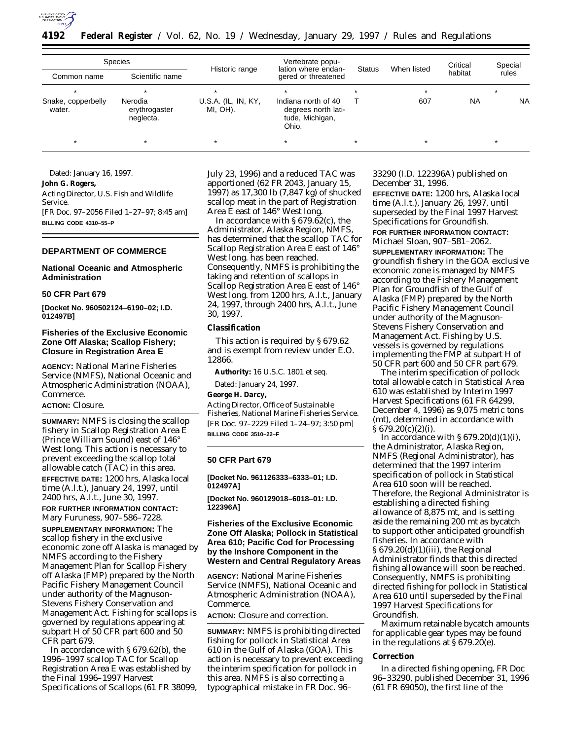| Species | | Historic range | Vertebrate population where endangered or threatened | Status | When listed | Critical habitat | Special rules |
|---|---|---|---|---|---|---|---|
| Common name | Scientific name | | | | | | |
| * | * | * | * | * | * | | * |
| Snake, copperbelly water. | Nerodia erythrogaster neglecta. | U.S.A. (IL, IN, KY, MI, OH). | Indiana north of 40 degrees north latitude, Michigan, Ohio. | T | 607 | NA | NA |
| * | * | * | * | * | * | | * |

Dated: January 16, 1997.

**John G. Rogers,**

*Acting Director, U.S. Fish and Wildlife Service.*

[FR Doc. 97–2056 Filed 1–27–97; 8:45 am]

**BILLING CODE 4310–55–P**

## DEPARTMENT OF COMMERCE

### National Oceanic and Atmospheric Administration

#### 50 CFR Part 679

**[Docket No. 960502124–6190–02; I.D. 012497B]**

### Fisheries of the Exclusive Economic Zone Off Alaska; Scallop Fishery; Closure in Registration Area E

**AGENCY:** National Marine Fisheries Service (NMFS), National Oceanic and Atmospheric Administration (NOAA), Commerce.

**ACTION:** Closure.

**SUMMARY:** NMFS is closing the scallop fishery in Scallop Registration Area E (Prince William Sound) east of 146° West long. This action is necessary to prevent exceeding the scallop total allowable catch (TAC) in this area.

**EFFECTIVE DATE:** 1200 hrs, Alaska local time (A.l.t.), January 24, 1997, until 2400 hrs, A.l.t., June 30, 1997.

**FOR FURTHER INFORMATION CONTACT:** Mary Furuness, 907–586–7228.

**SUPPLEMENTARY INFORMATION:** The scallop fishery in the exclusive economic zone off Alaska is managed by NMFS according to the Fishery Management Plan for Scallop Fishery off Alaska (FMP) prepared by the North Pacific Fishery Management Council under authority of the Magnuson-Stevens Fishery Conservation and Management Act. Fishing for scallops is governed by regulations appearing at subpart H of 50 CFR part 600 and 50 CFR part 679.

In accordance with § 679.62(b), the 1996–1997 scallop TAC for Scallop Registration Area E was established by the Final 1996–1997 Harvest Specifications of Scallops (61 FR 38099, July 23, 1996) and a reduced TAC was apportioned (62 FR 2043, January 15, 1997) as 17,300 lb (7,847 kg) of shucked scallop meat in the part of Registration Area E east of 146° West long.

In accordance with § 679.62(c), the Administrator, Alaska Region, NMFS, has determined that the scallop TAC for Scallop Registration Area E east of 146° West long. has been reached. Consequently, NMFS is prohibiting the taking and retention of scallops in Scallop Registration Area E east of 146° West long. from 1200 hrs, A.l.t., January 24, 1997, through 2400 hrs, A.l.t., June 30, 1997.

#### Classification

This action is required by § 679.62 and is exempt from review under E.O. 12866.

**Authority:** 16 U.S.C. 1801 *et seq.*

Dated: January 24, 1997.

**George H. Darcy,**

*Acting Director, Office of Sustainable Fisheries, National Marine Fisheries Service.*

[FR Doc. 97–2229 Filed 1–24–97; 3:50 pm]

**BILLING CODE 3510–22–F**

#### 50 CFR Part 679

**[Docket No. 961126333–6333–01; I.D. 012497A]**

**[Docket No. 960129018–6018–01: I.D. 122396A]**

### Fisheries of the Exclusive Economic Zone Off Alaska; Pollock in Statistical Area 610; Pacific Cod for Processing by the Inshore Component in the Western and Central Regulatory Areas

**AGENCY:** National Marine Fisheries Service (NMFS), National Oceanic and Atmospheric Administration (NOAA), Commerce.

**ACTION:** Closure and correction.

**SUMMARY:** NMFS is prohibiting directed fishing for pollock in Statistical Area 610 in the Gulf of Alaska (GOA). This action is necessary to prevent exceeding the interim specification for pollock in this area. NMFS is also correcting a typographical mistake in FR Doc. 96–33290 (I.D. 122396A) published on December 31, 1996.

**EFFECTIVE DATE:** 1200 hrs, Alaska local time (A.l.t.), January 26, 1997, until superseded by the Final 1997 Harvest Specifications for Groundfish.

**FOR FURTHER INFORMATION CONTACT:** Michael Sloan, 907–581–2062.

**SUPPLEMENTARY INFORMATION:** The groundfish fishery in the GOA exclusive economic zone is managed by NMFS according to the Fishery Management Plan for Groundfish of the Gulf of Alaska (FMP) prepared by the North Pacific Fishery Management Council under authority of the Magnuson-Stevens Fishery Conservation and Management Act. Fishing by U.S. vessels is governed by regulations implementing the FMP at subpart H of 50 CFR part 600 and 50 CFR part 679.

The interim specification of pollock total allowable catch in Statistical Area 610 was established by Interim 1997 Harvest Specifications (61 FR 64299, December 4, 1996) as 9,075 metric tons (mt), determined in accordance with § 679.20(c)(2)(i).

In accordance with § 679.20(d)(1)(i), the Administrator, Alaska Region, NMFS (Regional Administrator), has determined that the 1997 interim specification of pollock in Statistical Area 610 soon will be reached. Therefore, the Regional Administrator is establishing a directed fishing allowance of 8,875 mt, and is setting aside the remaining 200 mt as bycatch to support other anticipated groundfish fisheries. In accordance with § 679.20(d)(1)(iii), the Regional Administrator finds that this directed fishing allowance will soon be reached. Consequently, NMFS is prohibiting directed fishing for pollock in Statistical Area 610 until superseded by the Final 1997 Harvest Specifications for Groundfish.

Maximum retainable bycatch amounts for applicable gear types may be found in the regulations at § 679.20(e).

#### Correction

In a directed fishing opening, FR Doc 96–33290, published December 31, 1996 (61 FR 69050), the first line of the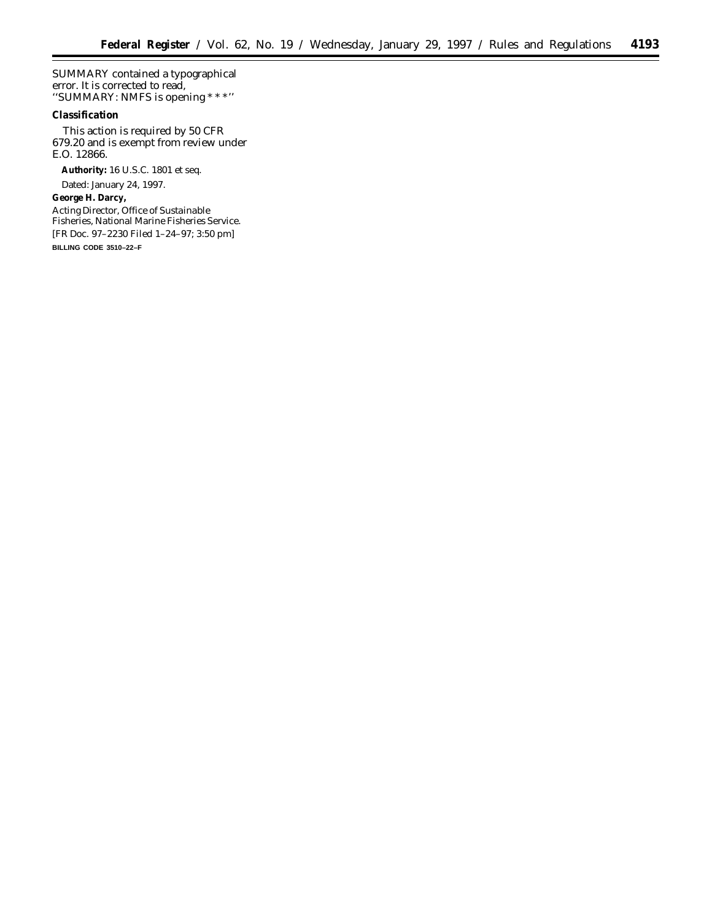SUMMARY contained a typographical error. It is corrected to read, ''SUMMARY: NMFS is opening * * *''

**Classification**

This action is required by 50 CFR 679.20 and is exempt from review under E.O. 12866.

**Authority:** 16 U.S.C. 1801 *et seq.*

Dated: January 24, 1997.

**George H. Darcy,**

*Acting Director, Office of Sustainable Fisheries, National Marine Fisheries Service.*

[FR Doc. 97–2230 Filed 1–24–97; 3:50 pm]

**BILLING CODE 3510–22–F**